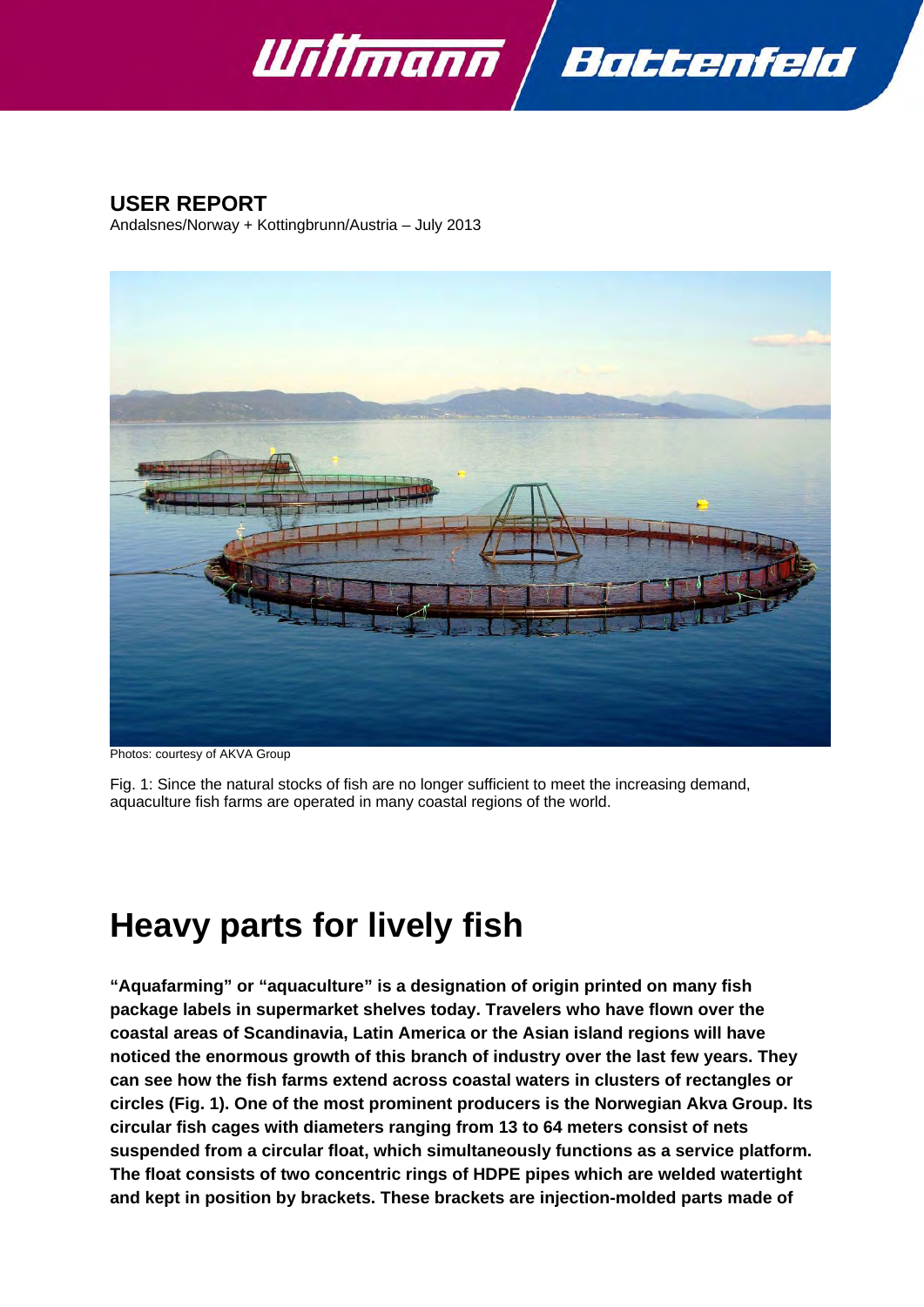**USER REPORT**
Andalsnes/Norway + Kottingbrunn/Austria – July 2013

Photos: courtesy of AKVA Group

Fig. 1: Since the natural stocks of fish are no longer sufficient to meet the increasing demand, aquaculture fish farms are operated in many coastal regions of the world.

# Heavy parts for lively fish

**"Aquafarming" or "aquaculture" is a designation of origin printed on many fish package labels in supermarket shelves today. Travelers who have flown over the coastal areas of Scandinavia, Latin America or the Asian island regions will have noticed the enormous growth of this branch of industry over the last few years. They can see how the fish farms extend across coastal waters in clusters of rectangles or circles (Fig. 1). One of the most prominent producers is the Norwegian Akva Group. Its circular fish cages with diameters ranging from 13 to 64 meters consist of nets suspended from a circular float, which simultaneously functions as a service platform. The float consists of two concentric rings of HDPE pipes which are welded watertight and kept in position by brackets. These brackets are injection-molded parts made of**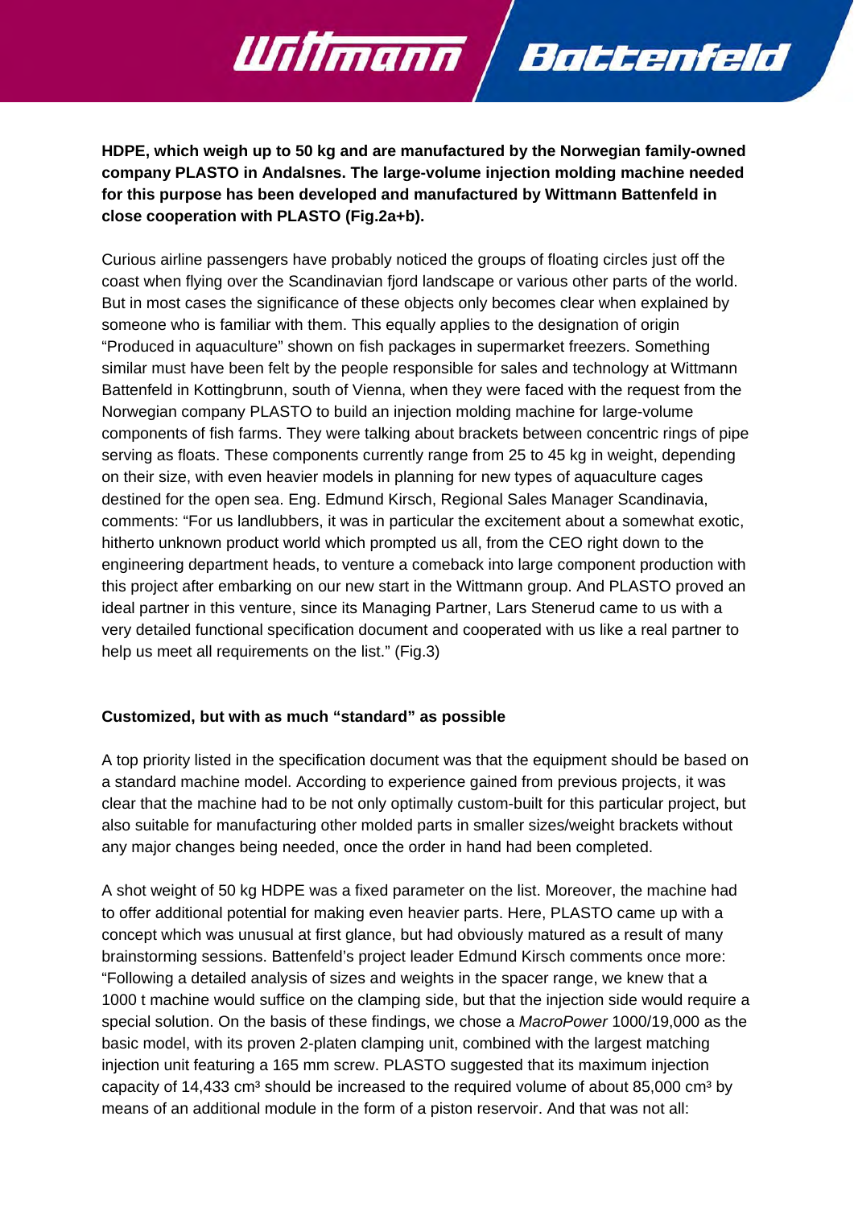**HDPE, which weigh up to 50 kg and are manufactured by the Norwegian family-owned company PLASTO in Andalsnes. The large-volume injection molding machine needed for this purpose has been developed and manufactured by Wittmann Battenfeld in close cooperation with PLASTO (Fig.2a+b).**

Curious airline passengers have probably noticed the groups of floating circles just off the coast when flying over the Scandinavian fjord landscape or various other parts of the world. But in most cases the significance of these objects only becomes clear when explained by someone who is familiar with them. This equally applies to the designation of origin "Produced in aquaculture" shown on fish packages in supermarket freezers. Something similar must have been felt by the people responsible for sales and technology at Wittmann Battenfeld in Kottingbrunn, south of Vienna, when they were faced with the request from the Norwegian company PLASTO to build an injection molding machine for large-volume components of fish farms. They were talking about brackets between concentric rings of pipe serving as floats. These components currently range from 25 to 45 kg in weight, depending on their size, with even heavier models in planning for new types of aquaculture cages destined for the open sea. Eng. Edmund Kirsch, Regional Sales Manager Scandinavia, comments: "For us landlubbers, it was in particular the excitement about a somewhat exotic, hitherto unknown product world which prompted us all, from the CEO right down to the engineering department heads, to venture a comeback into large component production with this project after embarking on our new start in the Wittmann group. And PLASTO proved an ideal partner in this venture, since its Managing Partner, Lars Stenerud came to us with a very detailed functional specification document and cooperated with us like a real partner to help us meet all requirements on the list." (Fig.3)

**Customized, but with as much "standard" as possible**

A top priority listed in the specification document was that the equipment should be based on a standard machine model. According to experience gained from previous projects, it was clear that the machine had to be not only optimally custom-built for this particular project, but also suitable for manufacturing other molded parts in smaller sizes/weight brackets without any major changes being needed, once the order in hand had been completed.

A shot weight of 50 kg HDPE was a fixed parameter on the list. Moreover, the machine had to offer additional potential for making even heavier parts. Here, PLASTO came up with a concept which was unusual at first glance, but had obviously matured as a result of many brainstorming sessions. Battenfeld's project leader Edmund Kirsch comments once more: "Following a detailed analysis of sizes and weights in the spacer range, we knew that a 1000 t machine would suffice on the clamping side, but that the injection side would require a special solution. On the basis of these findings, we chose a *MacroPower* 1000/19,000 as the basic model, with its proven 2-platen clamping unit, combined with the largest matching injection unit featuring a 165 mm screw. PLASTO suggested that its maximum injection capacity of 14,433 cm³ should be increased to the required volume of about 85,000 cm³ by means of an additional module in the form of a piston reservoir. And that was not all: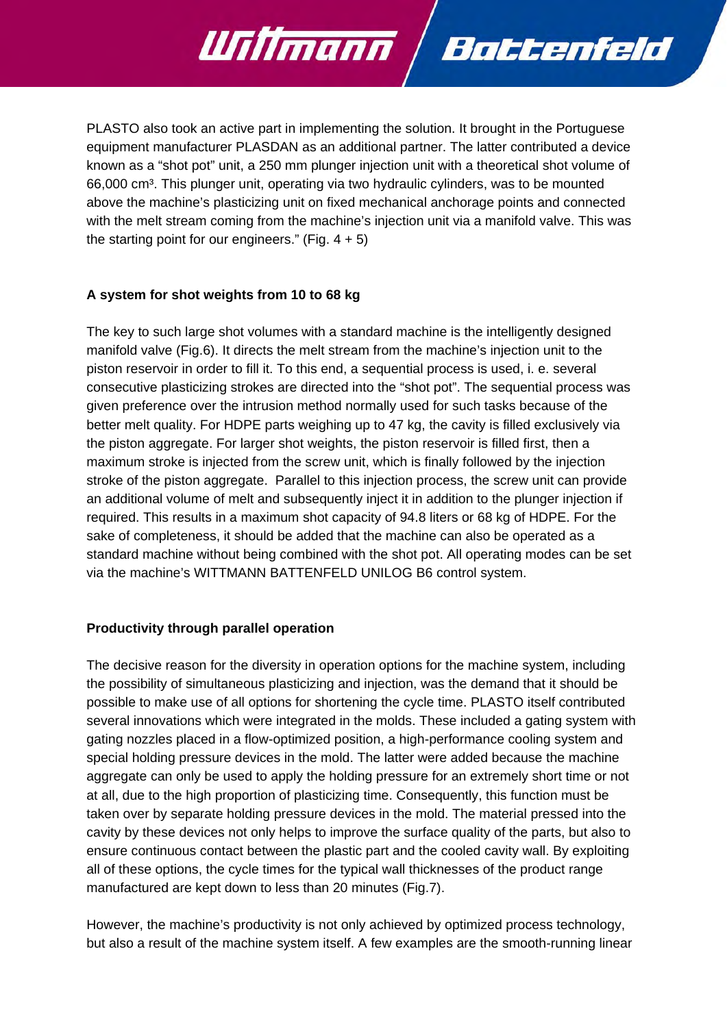PLASTO also took an active part in implementing the solution. It brought in the Portuguese equipment manufacturer PLASDAN as an additional partner. The latter contributed a device known as a “shot pot” unit, a 250 mm plunger injection unit with a theoretical shot volume of 66,000 cm³. This plunger unit, operating via two hydraulic cylinders, was to be mounted above the machine’s plasticizing unit on fixed mechanical anchorage points and connected with the melt stream coming from the machine’s injection unit via a manifold valve. This was the starting point for our engineers.” (Fig. 4 + 5)

**A system for shot weights from 10 to 68 kg**

The key to such large shot volumes with a standard machine is the intelligently designed manifold valve (Fig.6). It directs the melt stream from the machine’s injection unit to the piston reservoir in order to fill it. To this end, a sequential process is used, i. e. several consecutive plasticizing strokes are directed into the “shot pot”. The sequential process was given preference over the intrusion method normally used for such tasks because of the better melt quality. For HDPE parts weighing up to 47 kg, the cavity is filled exclusively via the piston aggregate. For larger shot weights, the piston reservoir is filled first, then a maximum stroke is injected from the screw unit, which is finally followed by the injection stroke of the piston aggregate. Parallel to this injection process, the screw unit can provide an additional volume of melt and subsequently inject it in addition to the plunger injection if required. This results in a maximum shot capacity of 94.8 liters or 68 kg of HDPE. For the sake of completeness, it should be added that the machine can also be operated as a standard machine without being combined with the shot pot. All operating modes can be set via the machine’s WITTMANN BATTENFELD UNILOG B6 control system.

**Productivity through parallel operation**

The decisive reason for the diversity in operation options for the machine system, including the possibility of simultaneous plasticizing and injection, was the demand that it should be possible to make use of all options for shortening the cycle time. PLASTO itself contributed several innovations which were integrated in the molds. These included a gating system with gating nozzles placed in a flow-optimized position, a high-performance cooling system and special holding pressure devices in the mold. The latter were added because the machine aggregate can only be used to apply the holding pressure for an extremely short time or not at all, due to the high proportion of plasticizing time. Consequently, this function must be taken over by separate holding pressure devices in the mold. The material pressed into the cavity by these devices not only helps to improve the surface quality of the parts, but also to ensure continuous contact between the plastic part and the cooled cavity wall. By exploiting all of these options, the cycle times for the typical wall thicknesses of the product range manufactured are kept down to less than 20 minutes (Fig.7).

However, the machine’s productivity is not only achieved by optimized process technology, but also a result of the machine system itself. A few examples are the smooth-running linear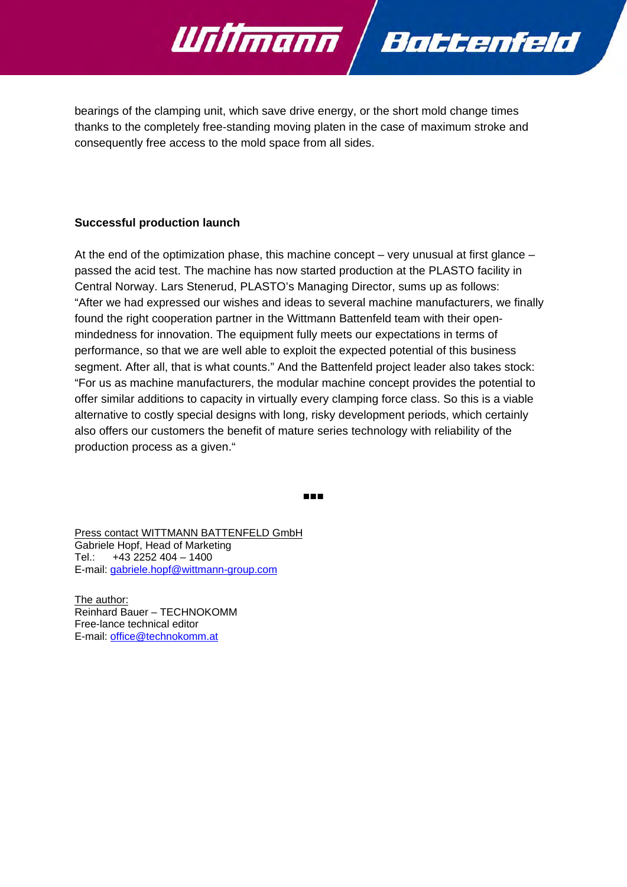bearings of the clamping unit, which save drive energy, or the short mold change times thanks to the completely free-standing moving platen in the case of maximum stroke and consequently free access to the mold space from all sides.

**Successful production launch**

At the end of the optimization phase, this machine concept – very unusual at first glance – passed the acid test. The machine has now started production at the PLASTO facility in Central Norway. Lars Stenerud, PLASTO's Managing Director, sums up as follows: "After we had expressed our wishes and ideas to several machine manufacturers, we finally found the right cooperation partner in the Wittmann Battenfeld team with their open-mindedness for innovation. The equipment fully meets our expectations in terms of performance, so that we are well able to exploit the expected potential of this business segment. After all, that is what counts." And the Battenfeld project leader also takes stock: "For us as machine manufacturers, the modular machine concept provides the potential to offer similar additions to capacity in virtually every clamping force class. So this is a viable alternative to costly special designs with long, risky development periods, which certainly also offers our customers the benefit of mature series technology with reliability of the production process as a given."

▪▪▪

Press contact WITTMANN BATTENFELD GmbH
Gabriele Hopf, Head of Marketing
Tel.: +43 2252 404 – 1400
E-mail: gabriele.hopf@wittmann-group.com

The author:
Reinhard Bauer – TECHNOKOMM
Free-lance technical editor
E-mail: office@technokomm.at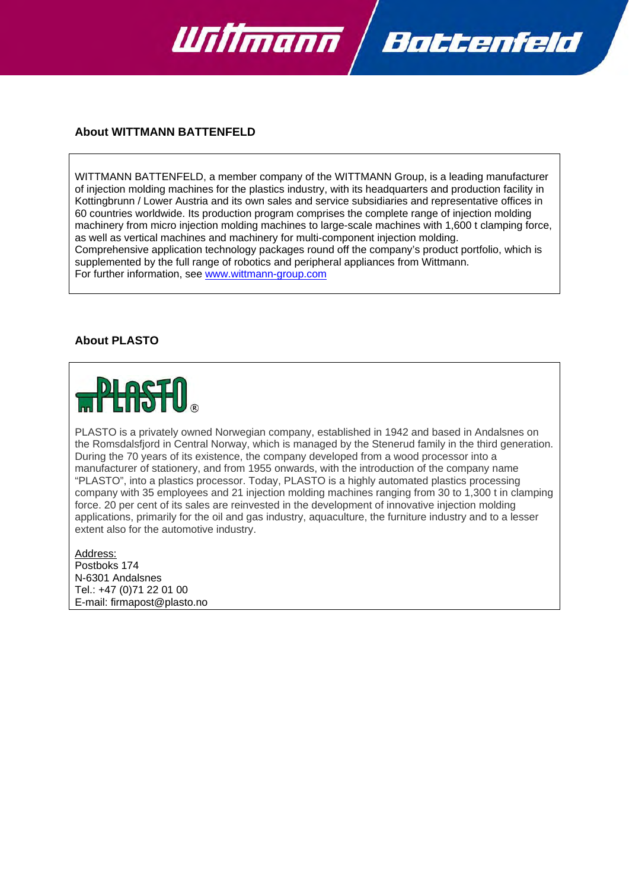## About WITTMANN BATTENFELD

WITTMANN BATTENFELD, a member company of the WITTMANN Group, is a leading manufacturer of injection molding machines for the plastics industry, with its headquarters and production facility in Kottingbrunn / Lower Austria and its own sales and service subsidiaries and representative offices in 60 countries worldwide. Its production program comprises the complete range of injection molding machinery from micro injection molding machines to large-scale machines with 1,600 t clamping force, as well as vertical machines and machinery for multi-component injection molding.
Comprehensive application technology packages round off the company's product portfolio, which is supplemented by the full range of robotics and peripheral appliances from Wittmann.
For further information, see www.wittmann-group.com

## About PLASTO

PLASTO is a privately owned Norwegian company, established in 1942 and based in Andalsnes on the Romsdalsfjord in Central Norway, which is managed by the Stenerud family in the third generation. During the 70 years of its existence, the company developed from a wood processor into a manufacturer of stationery, and from 1955 onwards, with the introduction of the company name "PLASTO", into a plastics processor. Today, PLASTO is a highly automated plastics processing company with 35 employees and 21 injection molding machines ranging from 30 to 1,300 t in clamping force. 20 per cent of its sales are reinvested in the development of innovative injection molding applications, primarily for the oil and gas industry, aquaculture, the furniture industry and to a lesser extent also for the automotive industry.

Address:
Postboks 174
N-6301 Andalsnes
Tel.: +47 (0)71 22 01 00
E-mail: firmapost@plasto.no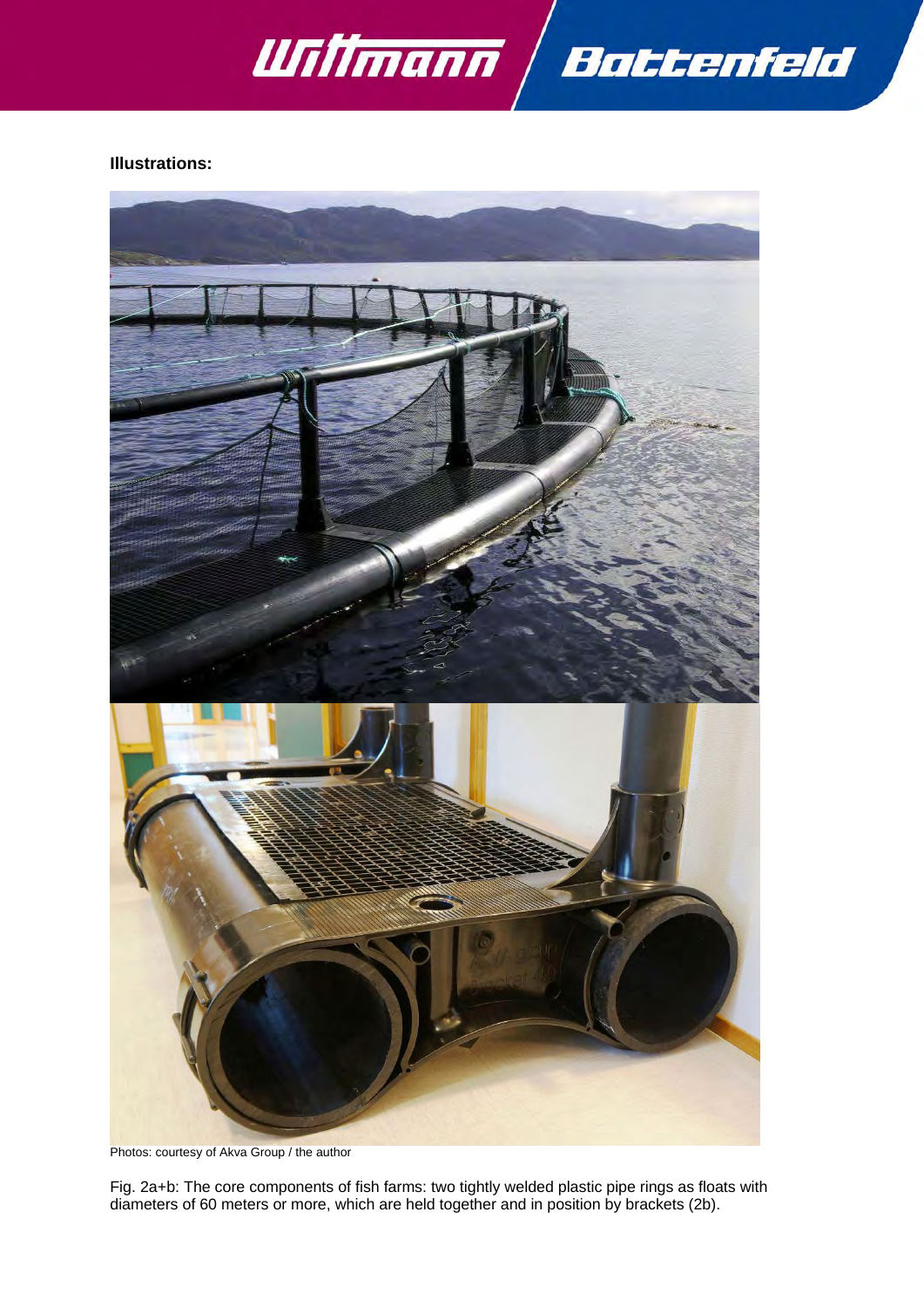**Illustrations:**

Photos: courtesy of Akva Group / the author

Fig. 2a+b: The core components of fish farms: two tightly welded plastic pipe rings as floats with diameters of 60 meters or more, which are held together and in position by brackets (2b).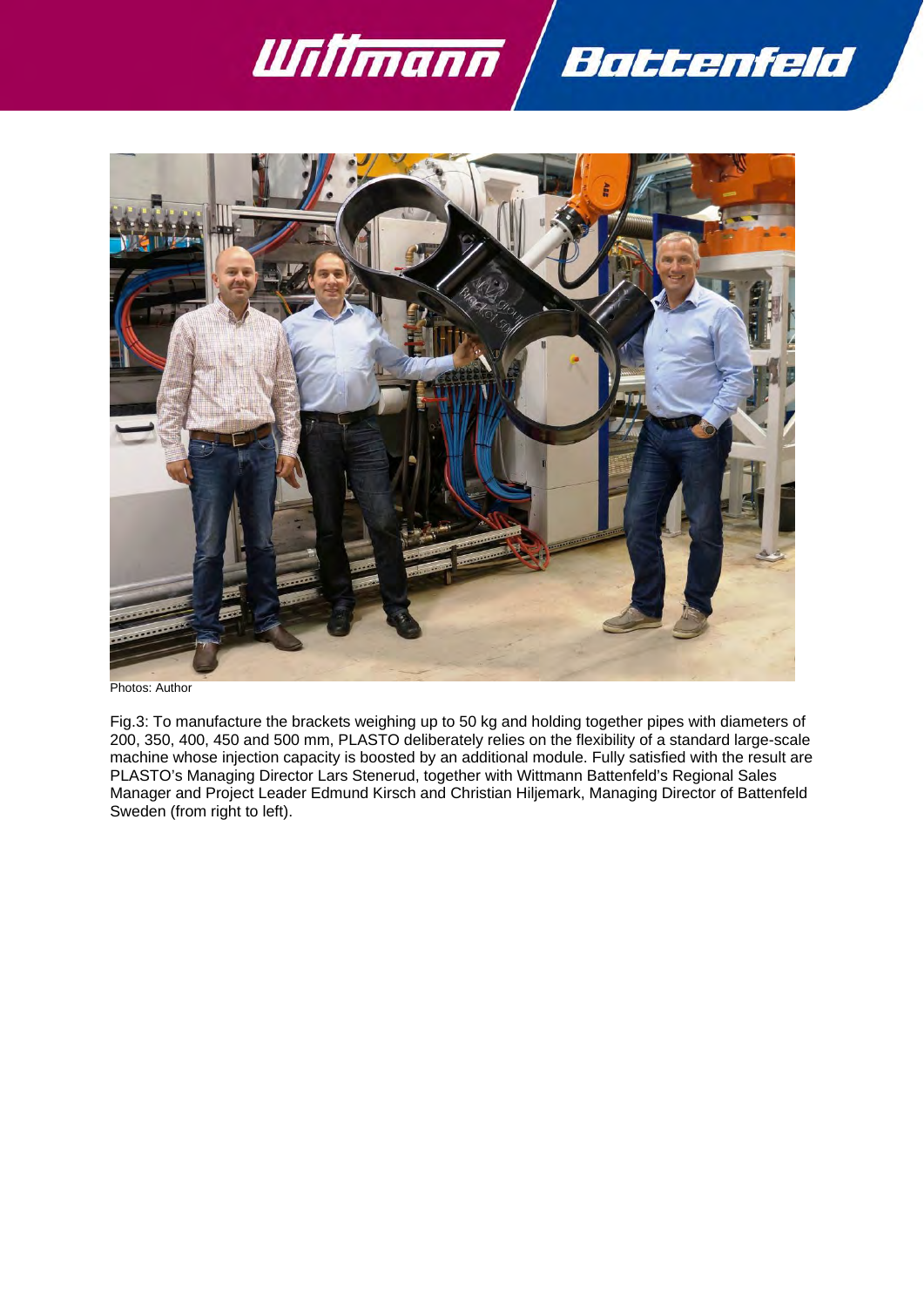Photos: Author

Fig.3: To manufacture the brackets weighing up to 50 kg and holding together pipes with diameters of 200, 350, 400, 450 and 500 mm, PLASTO deliberately relies on the flexibility of a standard large-scale machine whose injection capacity is boosted by an additional module. Fully satisfied with the result are PLASTO's Managing Director Lars Stenerud, together with Wittmann Battenfeld's Regional Sales Manager and Project Leader Edmund Kirsch and Christian Hiljemark, Managing Director of Battenfeld Sweden (from right to left).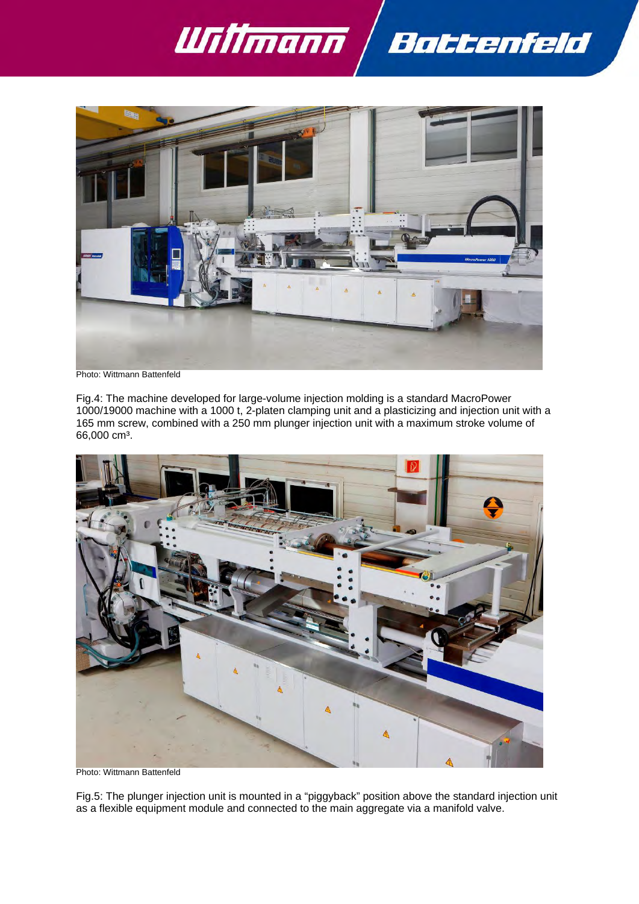Photo: Wittmann Battenfeld

Fig.4: The machine developed for large-volume injection molding is a standard MacroPower 1000/19000 machine with a 1000 t, 2-platen clamping unit and a plasticizing and injection unit with a 165 mm screw, combined with a 250 mm plunger injection unit with a maximum stroke volume of 66,000 cm³.

Photo: Wittmann Battenfeld

Fig.5: The plunger injection unit is mounted in a “piggyback” position above the standard injection unit as a flexible equipment module and connected to the main aggregate via a manifold valve.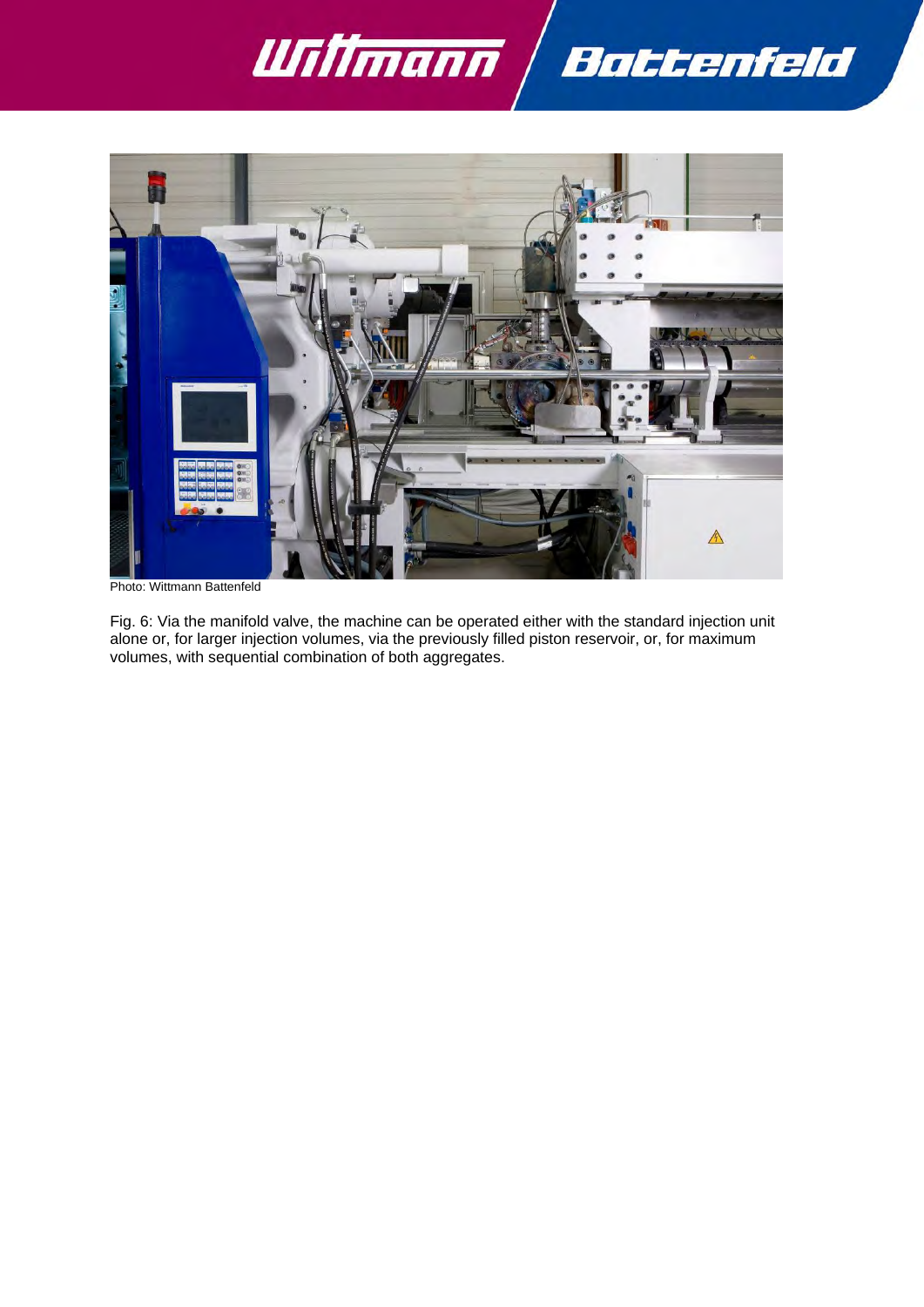Photo: Wittmann Battenfeld

Fig. 6: Via the manifold valve, the machine can be operated either with the standard injection unit alone or, for larger injection volumes, via the previously filled piston reservoir, or, for maximum volumes, with sequential combination of both aggregates.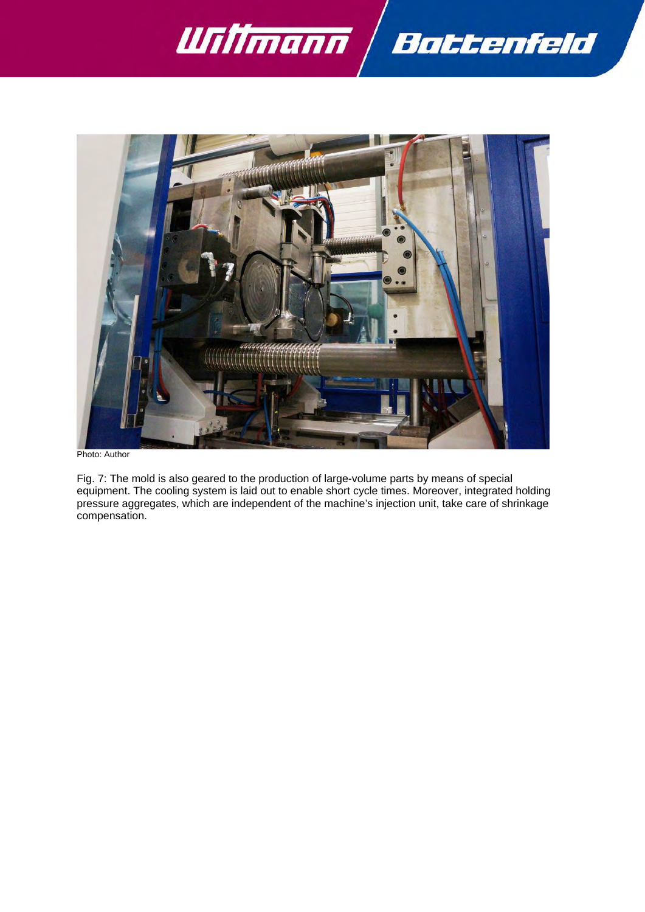Photo: Author

Fig. 7: The mold is also geared to the production of large-volume parts by means of special equipment. The cooling system is laid out to enable short cycle times. Moreover, integrated holding pressure aggregates, which are independent of the machine's injection unit, take care of shrinkage compensation.